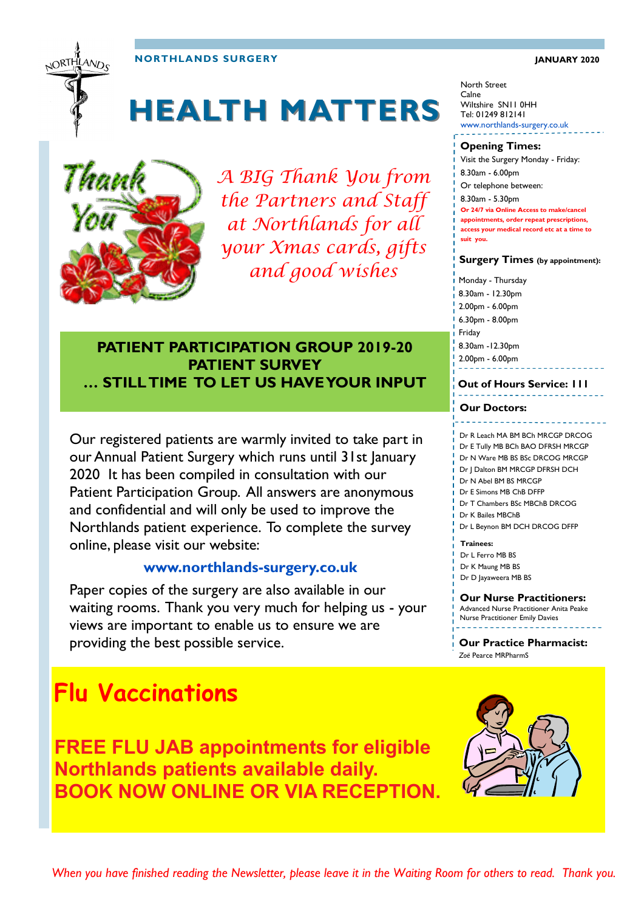NORTHLANDS SURGERY

JANUARY 2020

# HEALTH MATTERS

*A BIG Thank You from the Partners and Staff at Northlands for all your Xmas cards, gifts and good wishes*

## PATIENT PARTICIPATION GROUP 2019-20 PATIENT SURVEY … STILL TIME TO LET US HAVE YOUR INPUT

Our registered patients are warmly invited to take part in our Annual Patient Surgery which runs until 31st January 2020 It has been compiled in consultation with our Patient Participation Group. All answers are anonymous and confidential and will only be used to improve the Northlands patient experience. To complete the survey online, please visit our website:

**www.northlands-surgery.co.uk**

Paper copies of the surgery are also available in our waiting rooms. Thank you very much for helping us - your views are important to enable us to ensure we are providing the best possible service.

## Flu Vaccinations

**FREE FLU JAB appointments for eligible Northlands patients available daily. BOOK NOW ONLINE OR VIA RECEPTION.**

North Street
Calne
Wiltshire SN11 0HH
Tel: 01249 812141
www.northlands-surgery.co.uk

**Opening Times:**

Visit the Surgery Monday - Friday:
8.30am - 6.00pm
Or telephone between:
8.30am - 5.30pm

**Or 24/7 via Online Access to make/cancel appointments, order repeat prescriptions, access your medical record etc at a time to suit you.**

**Surgery Times (by appointment):**

Monday - Thursday
8.30am - 12.30pm
2.00pm - 6.00pm
6.30pm - 8.00pm
Friday
8.30am -12.30pm
2.00pm - 6.00pm

**Out of Hours Service: 111**

**Our Doctors:**

Dr R Leach MA BM BCh MRCGP DRCOG
Dr E Tully MB BCh BAO DFRSH MRCGP
Dr N Ware MB BS BSc DRCOG MRCGP
Dr J Dalton BM MRCGP DFRSH DCH
Dr N Abel BM BS MRCGP
Dr E Simons MB ChB DFFP
Dr T Chambers BSc MBChB DRCOG
Dr K Bailes MBChB
Dr L Beynon BM DCH DRCOG DFFP

**Trainees:**

Dr L Ferro MB BS
Dr K Maung MB BS
Dr D Jayaweera MB BS

**Our Nurse Practitioners:**

Advanced Nurse Practitioner Anita Peake
Nurse Practitioner Emily Davies

**Our Practice Pharmacist:**

Zoë Pearce MRPharmS

*When you have finished reading the Newsletter, please leave it in the Waiting Room for others to read. Thank you.*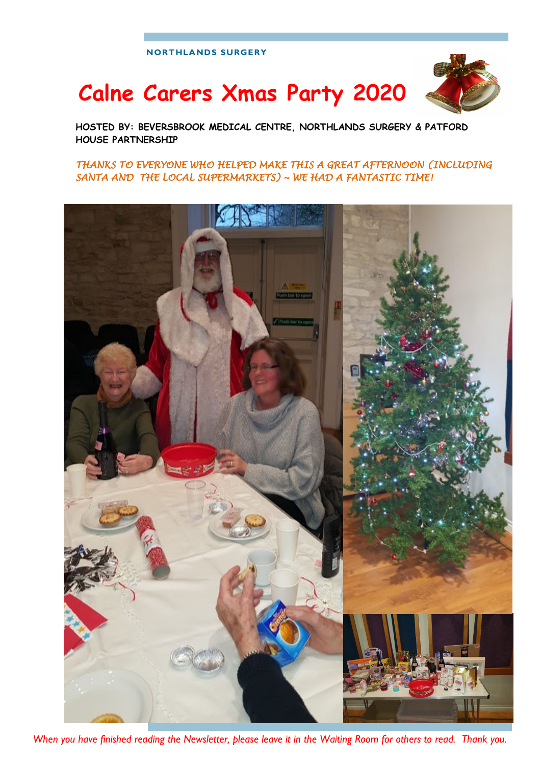NORTHLANDS SURGERY

# Calne Carers Xmas Party 2020

**HOSTED BY: BEVERSBROOK MEDICAL CENTRE, NORTHLANDS SURGERY & PATFORD HOUSE PARTNERSHIP**

*THANKS TO EVERYONE WHO HELPED MAKE THIS A GREAT AFTERNOON (INCLUDING SANTA AND THE LOCAL SUPERMARKETS) ~ WE HAD A FANTASTIC TIME!*

*When you have finished reading the Newsletter, please leave it in the Waiting Room for others to read. Thank you.*